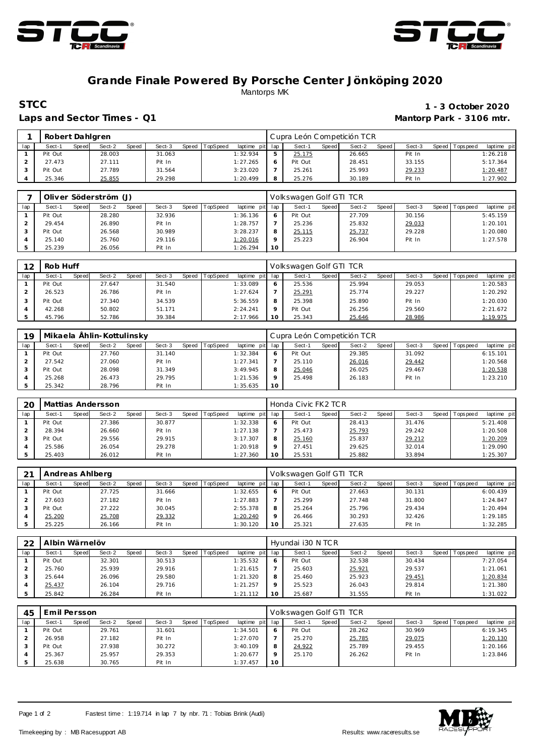# Grande Finale Powered By Porsche Center Jönköping 2020

Mantorps MK

**STCC** **1 - 3 October 2020**

**Laps and Sector Times - Q1** **Mantorp Park - 3106 mtr.**

| 1 | Robert Dahlgren | | | | | | | | Cupra León Competición TCR | | | | | | | | |
|---|---|---|---|---|---|---|---|---|---|---|---|---|---|---|---|---|---|
| lap | Sect-1 | Speed | Sect-2 | Speed | Sect-3 | Speed | TopSpeed | laptime pit | lap | Sect-1 | Speed | Sect-2 | Speed | Sect-3 | Speed | Topspeed | laptime pit |
| 1 | Pit Out | | 28.003 | | 31.063 | | | 1:32.934 | 5 | 25.175 | | 26.665 | | Pit In | | | 1:26.218 |
| 2 | 27.473 | | 27.111 | | Pit In | | | 1:27.265 | 6 | Pit Out | | 28.451 | | 33.155 | | | 5:17.364 |
| 3 | Pit Out | | 27.789 | | 31.564 | | | 3:23.020 | 7 | 25.261 | | 25.993 | | 29.233 | | | 1:20.487 |
| 4 | 25.346 | | 25.855 | | 29.298 | | | 1:20.499 | 8 | 25.276 | | 30.189 | | Pit In | | | 1:27.902 |

| 7 | Oliver Söderström (J) | | | | | | | | Volkswagen Golf GTI TCR | | | | | | | | |
|---|---|---|---|---|---|---|---|---|---|---|---|---|---|---|---|---|---|
| lap | Sect-1 | Speed | Sect-2 | Speed | Sect-3 | Speed | TopSpeed | laptime pit | lap | Sect-1 | Speed | Sect-2 | Speed | Sect-3 | Speed | Topspeed | laptime pit |
| 1 | Pit Out | | 28.280 | | 32.936 | | | 1:36.136 | 6 | Pit Out | | 27.709 | | 30.156 | | | 5:45.159 |
| 2 | 29.454 | | 26.890 | | Pit In | | | 1:28.757 | 7 | 25.236 | | 25.832 | | 29.033 | | | 1:20.101 |
| 3 | Pit Out | | 26.568 | | 30.989 | | | 3:28.237 | 8 | 25.115 | | 25.737 | | 29.228 | | | 1:20.080 |
| 4 | 25.140 | | 25.760 | | 29.116 | | | 1:20.016 | 9 | 25.223 | | 26.904 | | Pit In | | | 1:27.578 |
| 5 | 25.239 | | 26.056 | | Pit In | | | 1:26.294 | 10 | | | | | | | | |

| 12 | Rob Huff | | | | | | | | Volkswagen Golf GTI TCR | | | | | | | | |
|---|---|---|---|---|---|---|---|---|---|---|---|---|---|---|---|---|---|
| lap | Sect-1 | Speed | Sect-2 | Speed | Sect-3 | Speed | TopSpeed | laptime pit | lap | Sect-1 | Speed | Sect-2 | Speed | Sect-3 | Speed | Topspeed | laptime pit |
| 1 | Pit Out | | 27.647 | | 31.540 | | | 1:33.089 | 6 | 25.536 | | 25.994 | | 29.053 | | | 1:20.583 |
| 2 | 26.523 | | 26.786 | | Pit In | | | 1:27.624 | 7 | 25.291 | | 25.774 | | 29.227 | | | 1:20.292 |
| 3 | Pit Out | | 27.340 | | 34.539 | | | 5:36.559 | 8 | 25.398 | | 25.890 | | Pit In | | | 1:20.030 |
| 4 | 42.268 | | 50.802 | | 51.171 | | | 2:24.241 | 9 | Pit Out | | 26.256 | | 29.560 | | | 2:21.672 |
| 5 | 45.796 | | 52.786 | | 39.384 | | | 2:17.966 | 10 | 25.343 | | 25.646 | | 28.986 | | | 1:19.975 |

| 19 | Mikaela Åhlin-Kottulinsky | | | | | | | | Cupra León Competición TCR | | | | | | | | |
|---|---|---|---|---|---|---|---|---|---|---|---|---|---|---|---|---|---|
| lap | Sect-1 | Speed | Sect-2 | Speed | Sect-3 | Speed | TopSpeed | laptime pit | lap | Sect-1 | Speed | Sect-2 | Speed | Sect-3 | Speed | Topspeed | laptime pit |
| 1 | Pit Out | | 27.760 | | 31.140 | | | 1:32.384 | 6 | Pit Out | | 29.385 | | 31.092 | | | 6:15.101 |
| 2 | 27.542 | | 27.060 | | Pit In | | | 1:27.341 | 7 | 25.110 | | 26.016 | | 29.442 | | | 1:20.568 |
| 3 | Pit Out | | 28.098 | | 31.349 | | | 3:49.945 | 8 | 25.046 | | 26.025 | | 29.467 | | | 1:20.538 |
| 4 | 25.268 | | 26.473 | | 29.795 | | | 1:21.536 | 9 | 25.498 | | 26.183 | | Pit In | | | 1:23.210 |
| 5 | 25.342 | | 28.796 | | Pit In | | | 1:35.635 | 10 | | | | | | | | |

| 20 | Mattias Andersson | | | | | | | | Honda Civic FK2 TCR | | | | | | | | |
|---|---|---|---|---|---|---|---|---|---|---|---|---|---|---|---|---|---|
| lap | Sect-1 | Speed | Sect-2 | Speed | Sect-3 | Speed | TopSpeed | laptime pit | lap | Sect-1 | Speed | Sect-2 | Speed | Sect-3 | Speed | Topspeed | laptime pit |
| 1 | Pit Out | | 27.386 | | 30.877 | | | 1:32.338 | 6 | Pit Out | | 28.413 | | 31.476 | | | 5:21.408 |
| 2 | 28.394 | | 26.660 | | Pit In | | | 1:27.138 | 7 | 25.473 | | 25.793 | | 29.242 | | | 1:20.508 |
| 3 | Pit Out | | 29.556 | | 29.915 | | | 3:17.307 | 8 | 25.160 | | 25.837 | | 29.212 | | | 1:20.209 |
| 4 | 25.586 | | 26.054 | | 29.278 | | | 1:20.918 | 9 | 27.451 | | 29.625 | | 32.014 | | | 1:29.090 |
| 5 | 25.403 | | 26.012 | | Pit In | | | 1:27.360 | 10 | 25.531 | | 25.882 | | 33.894 | | | 1:25.307 |

| 21 | Andreas Ahlberg | | | | | | | | Volkswagen Golf GTI TCR | | | | | | | | |
|---|---|---|---|---|---|---|---|---|---|---|---|---|---|---|---|---|---|
| lap | Sect-1 | Speed | Sect-2 | Speed | Sect-3 | Speed | TopSpeed | laptime pit | lap | Sect-1 | Speed | Sect-2 | Speed | Sect-3 | Speed | Topspeed | laptime pit |
| 1 | Pit Out | | 27.725 | | 31.666 | | | 1:32.655 | 6 | Pit Out | | 27.663 | | 30.131 | | | 6:00.439 |
| 2 | 27.603 | | 27.182 | | Pit In | | | 1:27.883 | 7 | 25.299 | | 27.748 | | 31.800 | | | 1:24.847 |
| 3 | Pit Out | | 27.222 | | 30.045 | | | 2:55.378 | 8 | 25.264 | | 25.796 | | 29.434 | | | 1:20.494 |
| 4 | 25.200 | | 25.708 | | 29.332 | | | 1:20.240 | 9 | 26.466 | | 30.293 | | 32.426 | | | 1:29.185 |
| 5 | 25.225 | | 26.166 | | Pit In | | | 1:30.120 | 10 | 25.321 | | 27.635 | | Pit In | | | 1:32.285 |

| 22 | Albin Wärnelöv | | | | | | | | Hyundai i30 N TCR | | | | | | | | |
|---|---|---|---|---|---|---|---|---|---|---|---|---|---|---|---|---|---|
| lap | Sect-1 | Speed | Sect-2 | Speed | Sect-3 | Speed | TopSpeed | laptime pit | lap | Sect-1 | Speed | Sect-2 | Speed | Sect-3 | Speed | Topspeed | laptime pit |
| 1 | Pit Out | | 32.301 | | 30.513 | | | 1:35.532 | 6 | Pit Out | | 32.538 | | 30.434 | | | 7:27.054 |
| 2 | 25.760 | | 25.939 | | 29.916 | | | 1:21.615 | 7 | 25.603 | | 25.921 | | 29.537 | | | 1:21.061 |
| 3 | 25.644 | | 26.096 | | 29.580 | | | 1:21.320 | 8 | 25.460 | | 25.923 | | 29.451 | | | 1:20.834 |
| 4 | 25.437 | | 26.104 | | 29.716 | | | 1:21.257 | 9 | 25.523 | | 26.043 | | 29.814 | | | 1:21.380 |
| 5 | 25.842 | | 26.284 | | Pit In | | | 1:21.112 | 10 | 25.687 | | 31.555 | | Pit In | | | 1:31.022 |

| 45 | Emil Persson | | | | | | | | Volkswagen Golf GTI TCR | | | | | | | | |
|---|---|---|---|---|---|---|---|---|---|---|---|---|---|---|---|---|---|
| lap | Sect-1 | Speed | Sect-2 | Speed | Sect-3 | Speed | TopSpeed | laptime pit | lap | Sect-1 | Speed | Sect-2 | Speed | Sect-3 | Speed | Topspeed | laptime pit |
| 1 | Pit Out | | 29.761 | | 31.601 | | | 1:34.501 | 6 | Pit Out | | 28.262 | | 30.969 | | | 6:19.345 |
| 2 | 26.958 | | 27.182 | | Pit In | | | 1:27.070 | 7 | 25.270 | | 25.785 | | 29.075 | | | 1:20.130 |
| 3 | Pit Out | | 27.938 | | 30.272 | | | 3:40.109 | 8 | 24.922 | | 25.789 | | 29.455 | | | 1:20.166 |
| 4 | 25.367 | | 25.957 | | 29.353 | | | 1:20.677 | 9 | 25.170 | | 26.262 | | Pit In | | | 1:23.846 |
| 5 | 25.638 | | 30.765 | | Pit In | | | 1:37.457 | 10 | | | | | | | | |

Fastest time : 1:19.714 in lap 7 by nbr. 71 : Tobias Brink (Audi)

Timekeeping by : MB Racesupport AB

Results: www.raceresults.se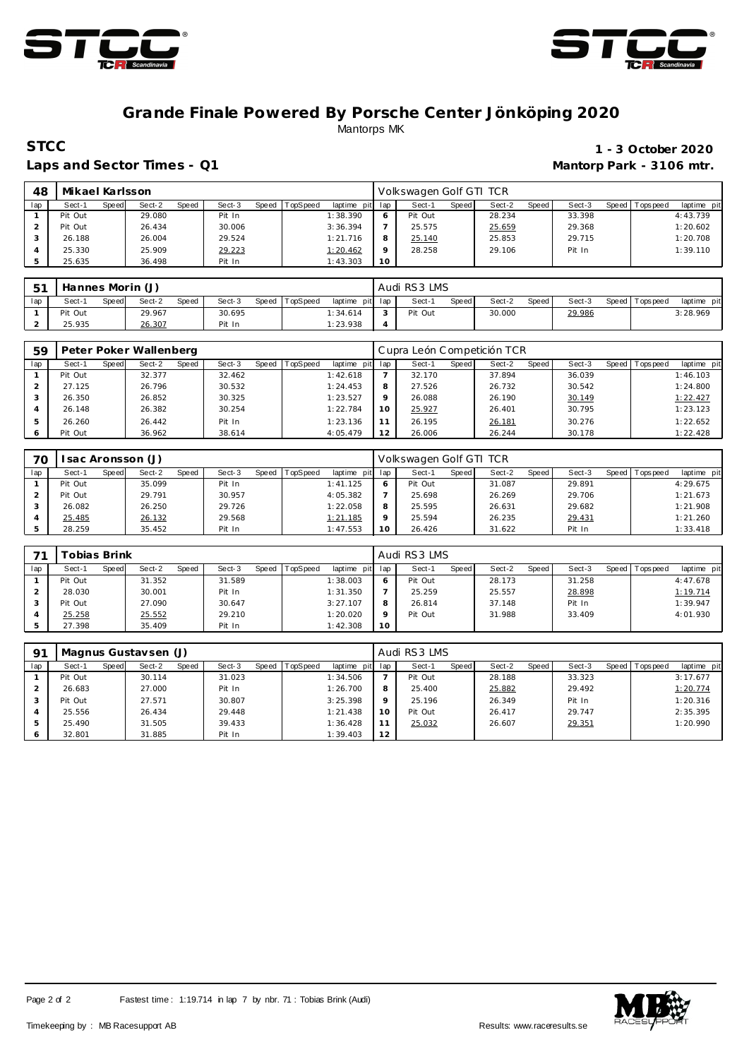# Grande Finale Powered By Porsche Center Jönköping 2020

Mantorps MK

**STCC** **1 - 3 October 2020**

**Laps and Sector Times - Q1** **Mantorp Park - 3106 mtr.**

| 48 | Mikael Karlsson | | | | | | | | Volkswagen Golf GTI TCR | | | | | | | | |
|---|---|---|---|---|---|---|---|---|---|---|---|---|---|---|---|---|---|
| lap | Sect-1 | Speed | Sect-2 | Speed | Sect-3 | Speed | TopSpeed | laptime pit | lap | Sect-1 | Speed | Sect-2 | Speed | Sect-3 | Speed | Topspeed | laptime pit |
| 1 | Pit Out | | 29.080 | | Pit In | | | 1:38.390 | 6 | Pit Out | | 28.234 | | 33.398 | | | 4:43.739 |
| 2 | Pit Out | | 26.434 | | 30.006 | | | 3:36.394 | 7 | 25.575 | | 25.659 | | 29.368 | | | 1:20.602 |
| 3 | 26.188 | | 26.004 | | 29.524 | | | 1:21.716 | 8 | 25.140 | | 25.853 | | 29.715 | | | 1:20.708 |
| 4 | 25.330 | | 25.909 | | 29.223 | | | 1:20.462 | 9 | 28.258 | | 29.106 | | Pit In | | | 1:39.110 |
| 5 | 25.635 | | 36.498 | | Pit In | | | 1:43.303 | 10 | | | | | | | | |

| 51 | Hannes Morin (J) | | | | | | | | Audi RS3 LMS | | | | | | | | |
|---|---|---|---|---|---|---|---|---|---|---|---|---|---|---|---|---|---|
| lap | Sect-1 | Speed | Sect-2 | Speed | Sect-3 | Speed | TopSpeed | laptime pit | lap | Sect-1 | Speed | Sect-2 | Speed | Sect-3 | Speed | Topspeed | laptime pit |
| 1 | Pit Out | | 29.967 | | 30.695 | | | 1:34.614 | 3 | Pit Out | | 30.000 | | 29.986 | | | 3:28.969 |
| 2 | 25.935 | | 26.307 | | Pit In | | | 1:23.938 | 4 | | | | | | | | |

| 59 | Peter Poker Wallenberg | | | | | | | | Cupra León Competición TCR | | | | | | | | |
|---|---|---|---|---|---|---|---|---|---|---|---|---|---|---|---|---|---|
| lap | Sect-1 | Speed | Sect-2 | Speed | Sect-3 | Speed | TopSpeed | laptime pit | lap | Sect-1 | Speed | Sect-2 | Speed | Sect-3 | Speed | Topspeed | laptime pit |
| 1 | Pit Out | | 32.377 | | 32.462 | | | 1:42.618 | 7 | 32.170 | | 37.894 | | 36.039 | | | 1:46.103 |
| 2 | 27.125 | | 26.796 | | 30.532 | | | 1:24.453 | 8 | 27.526 | | 26.732 | | 30.542 | | | 1:24.800 |
| 3 | 26.350 | | 26.852 | | 30.325 | | | 1:23.527 | 9 | 26.088 | | 26.190 | | 30.149 | | | 1:22.427 |
| 4 | 26.148 | | 26.382 | | 30.254 | | | 1:22.784 | 10 | 25.927 | | 26.401 | | 30.795 | | | 1:23.123 |
| 5 | 26.260 | | 26.442 | | Pit In | | | 1:23.136 | 11 | 26.195 | | 26.181 | | 30.276 | | | 1:22.652 |
| 6 | Pit Out | | 36.962 | | 38.614 | | | 4:05.479 | 12 | 26.006 | | 26.244 | | 30.178 | | | 1:22.428 |

| 70 | Isac Aronsson (J) | | | | | | | | Volkswagen Golf GTI TCR | | | | | | | | |
|---|---|---|---|---|---|---|---|---|---|---|---|---|---|---|---|---|---|
| lap | Sect-1 | Speed | Sect-2 | Speed | Sect-3 | Speed | TopSpeed | laptime pit | lap | Sect-1 | Speed | Sect-2 | Speed | Sect-3 | Speed | Topspeed | laptime pit |
| 1 | Pit Out | | 35.099 | | Pit In | | | 1:41.125 | 6 | Pit Out | | 31.087 | | 29.891 | | | 4:29.675 |
| 2 | Pit Out | | 29.791 | | 30.957 | | | 4:05.382 | 7 | 25.698 | | 26.269 | | 29.706 | | | 1:21.673 |
| 3 | 26.082 | | 26.250 | | 29.726 | | | 1:22.058 | 8 | 25.595 | | 26.631 | | 29.682 | | | 1:21.908 |
| 4 | 25.485 | | 26.132 | | 29.568 | | | 1:21.185 | 9 | 25.594 | | 26.235 | | 29.431 | | | 1:21.260 |
| 5 | 28.259 | | 35.452 | | Pit In | | | 1:47.553 | 10 | 26.426 | | 31.622 | | Pit In | | | 1:33.418 |

| 71 | Tobias Brink | | | | | | | | Audi RS3 LMS | | | | | | | | |
|---|---|---|---|---|---|---|---|---|---|---|---|---|---|---|---|---|---|
| lap | Sect-1 | Speed | Sect-2 | Speed | Sect-3 | Speed | TopSpeed | laptime pit | lap | Sect-1 | Speed | Sect-2 | Speed | Sect-3 | Speed | Topspeed | laptime pit |
| 1 | Pit Out | | 31.352 | | 31.589 | | | 1:38.003 | 6 | Pit Out | | 28.173 | | 31.258 | | | 4:47.678 |
| 2 | 28.030 | | 30.001 | | Pit In | | | 1:31.350 | 7 | 25.259 | | 25.557 | | 28.898 | | | 1:19.714 |
| 3 | Pit Out | | 27.090 | | 30.647 | | | 3:27.107 | 8 | 26.814 | | 37.148 | | Pit In | | | 1:39.947 |
| 4 | 25.258 | | 25.552 | | 29.210 | | | 1:20.020 | 9 | Pit Out | | 31.988 | | 33.409 | | | 4:01.930 |
| 5 | 27.398 | | 35.409 | | Pit In | | | 1:42.308 | 10 | | | | | | | | |

| 91 | Magnus Gustavsen (J) | | | | | | | | Audi RS3 LMS | | | | | | | | |
|---|---|---|---|---|---|---|---|---|---|---|---|---|---|---|---|---|---|
| lap | Sect-1 | Speed | Sect-2 | Speed | Sect-3 | Speed | TopSpeed | laptime pit | lap | Sect-1 | Speed | Sect-2 | Speed | Sect-3 | Speed | Topspeed | laptime pit |
| 1 | Pit Out | | 30.114 | | 31.023 | | | 1:34.506 | 7 | Pit Out | | 28.188 | | 33.323 | | | 3:17.677 |
| 2 | 26.683 | | 27.000 | | Pit In | | | 1:26.700 | 8 | 25.400 | | 25.882 | | 29.492 | | | 1:20.774 |
| 3 | Pit Out | | 27.571 | | 30.807 | | | 3:25.398 | 9 | 25.196 | | 26.349 | | Pit In | | | 1:20.316 |
| 4 | 25.556 | | 26.434 | | 29.448 | | | 1:21.438 | 10 | Pit Out | | 26.417 | | 29.747 | | | 2:35.395 |
| 5 | 25.490 | | 31.505 | | 39.433 | | | 1:36.428 | 11 | 25.032 | | 26.607 | | 29.351 | | | 1:20.990 |
| 6 | 32.801 | | 31.885 | | Pit In | | | 1:39.403 | 12 | | | | | | | | |

Fastest time : 1:19.714 in lap 7 by nbr. 71 : Tobias Brink (Audi)

Timekeeping by : MB Racesupport AB

Results: www.raceresults.se